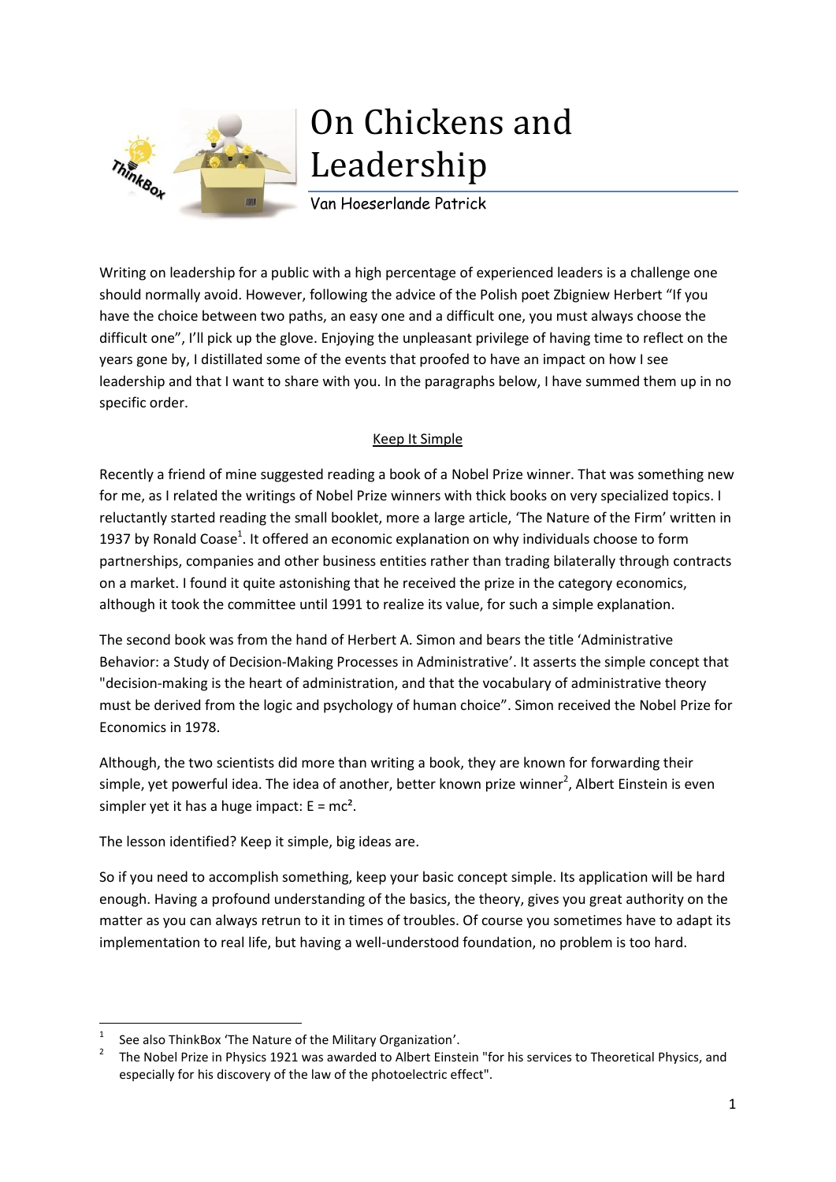# On Chickens and Leadership

Van Hoeserlande Patrick

Writing on leadership for a public with a high percentage of experienced leaders is a challenge one should normally avoid. However, following the advice of the Polish poet Zbigniew Herbert "If you have the choice between two paths, an easy one and a difficult one, you must always choose the difficult one", I'll pick up the glove. Enjoying the unpleasant privilege of having time to reflect on the years gone by, I distillated some of the events that proofed to have an impact on how I see leadership and that I want to share with you. In the paragraphs below, I have summed them up in no specific order.

## Keep It Simple

Recently a friend of mine suggested reading a book of a Nobel Prize winner. That was something new for me, as I related the writings of Nobel Prize winners with thick books on very specialized topics. I reluctantly started reading the small booklet, more a large article, 'The Nature of the Firm' written in 1937 by Ronald Coase[1]. It offered an economic explanation on why individuals choose to form partnerships, companies and other business entities rather than trading bilaterally through contracts on a market. I found it quite astonishing that he received the prize in the category economics, although it took the committee until 1991 to realize its value, for such a simple explanation.

The second book was from the hand of Herbert A. Simon and bears the title 'Administrative Behavior: a Study of Decision-Making Processes in Administrative'. It asserts the simple concept that "decision-making is the heart of administration, and that the vocabulary of administrative theory must be derived from the logic and psychology of human choice". Simon received the Nobel Prize for Economics in 1978.

Although, the two scientists did more than writing a book, they are known for forwarding their simple, yet powerful idea. The idea of another, better known prize winner[2], Albert Einstein is even simpler yet it has a huge impact: $E = mc^2$.

The lesson identified? Keep it simple, big ideas are.

So if you need to accomplish something, keep your basic concept simple. Its application will be hard enough. Having a profound understanding of the basics, the theory, gives you great authority on the matter as you can always retrun to it in times of troubles. Of course you sometimes have to adapt its implementation to real life, but having a well-understood foundation, no problem is too hard.

---

[1] See also ThinkBox 'The Nature of the Military Organization'.

[2] The Nobel Prize in Physics 1921 was awarded to Albert Einstein "for his services to Theoretical Physics, and especially for his discovery of the law of the photoelectric effect".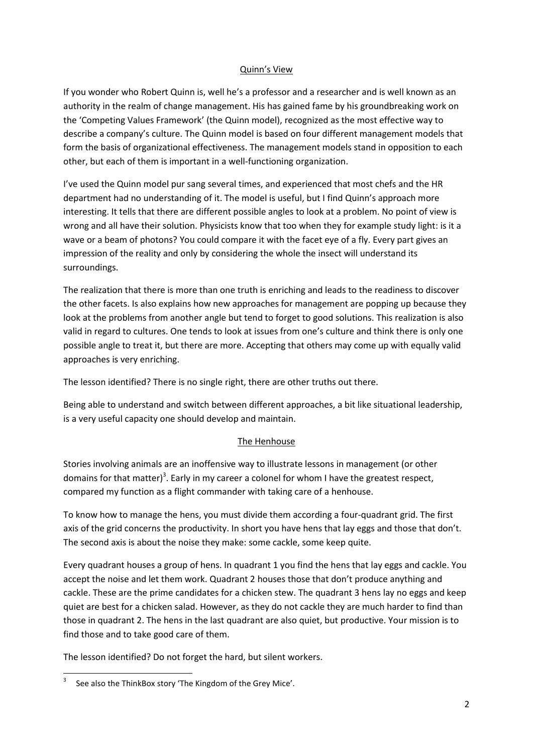## Quinn's View

If you wonder who Robert Quinn is, well he's a professor and a researcher and is well known as an authority in the realm of change management. His has gained fame by his groundbreaking work on the 'Competing Values Framework' (the Quinn model), recognized as the most effective way to describe a company's culture. The Quinn model is based on four different management models that form the basis of organizational effectiveness. The management models stand in opposition to each other, but each of them is important in a well-functioning organization.

I've used the Quinn model pur sang several times, and experienced that most chefs and the HR department had no understanding of it. The model is useful, but I find Quinn's approach more interesting. It tells that there are different possible angles to look at a problem. No point of view is wrong and all have their solution. Physicists know that too when they for example study light: is it a wave or a beam of photons? You could compare it with the facet eye of a fly. Every part gives an impression of the reality and only by considering the whole the insect will understand its surroundings.

The realization that there is more than one truth is enriching and leads to the readiness to discover the other facets. Is also explains how new approaches for management are popping up because they look at the problems from another angle but tend to forget to good solutions. This realization is also valid in regard to cultures. One tends to look at issues from one's culture and think there is only one possible angle to treat it, but there are more. Accepting that others may come up with equally valid approaches is very enriching.

The lesson identified? There is no single right, there are other truths out there.

Being able to understand and switch between different approaches, a bit like situational leadership, is a very useful capacity one should develop and maintain.

## The Henhouse

Stories involving animals are an inoffensive way to illustrate lessons in management (or other domains for that matter)[3]. Early in my career a colonel for whom I have the greatest respect, compared my function as a flight commander with taking care of a henhouse.

To know how to manage the hens, you must divide them according a four-quadrant grid. The first axis of the grid concerns the productivity. In short you have hens that lay eggs and those that don't. The second axis is about the noise they make: some cackle, some keep quite.

Every quadrant houses a group of hens. In quadrant 1 you find the hens that lay eggs and cackle. You accept the noise and let them work. Quadrant 2 houses those that don't produce anything and cackle. These are the prime candidates for a chicken stew. The quadrant 3 hens lay no eggs and keep quiet are best for a chicken salad. However, as they do not cackle they are much harder to find than those in quadrant 2. The hens in the last quadrant are also quiet, but productive. Your mission is to find those and to take good care of them.

The lesson identified? Do not forget the hard, but silent workers.

[3] See also the ThinkBox story 'The Kingdom of the Grey Mice'.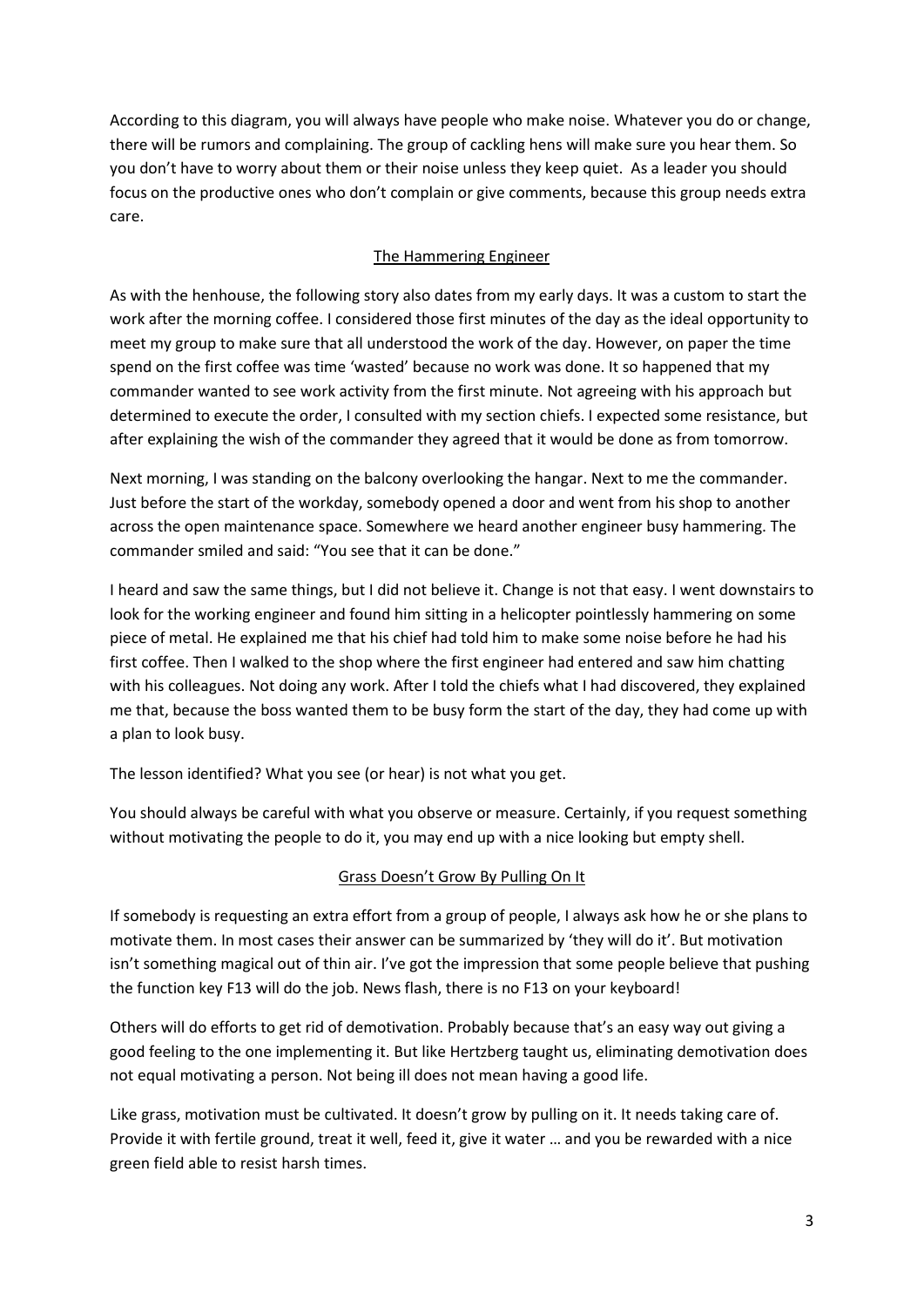According to this diagram, you will always have people who make noise. Whatever you do or change, there will be rumors and complaining. The group of cackling hens will make sure you hear them. So you don't have to worry about them or their noise unless they keep quiet. As a leader you should focus on the productive ones who don't complain or give comments, because this group needs extra care.

## The Hammering Engineer

As with the henhouse, the following story also dates from my early days. It was a custom to start the work after the morning coffee. I considered those first minutes of the day as the ideal opportunity to meet my group to make sure that all understood the work of the day. However, on paper the time spend on the first coffee was time 'wasted' because no work was done. It so happened that my commander wanted to see work activity from the first minute. Not agreeing with his approach but determined to execute the order, I consulted with my section chiefs. I expected some resistance, but after explaining the wish of the commander they agreed that it would be done as from tomorrow.

Next morning, I was standing on the balcony overlooking the hangar. Next to me the commander. Just before the start of the workday, somebody opened a door and went from his shop to another across the open maintenance space. Somewhere we heard another engineer busy hammering. The commander smiled and said: "You see that it can be done."

I heard and saw the same things, but I did not believe it. Change is not that easy. I went downstairs to look for the working engineer and found him sitting in a helicopter pointlessly hammering on some piece of metal. He explained me that his chief had told him to make some noise before he had his first coffee. Then I walked to the shop where the first engineer had entered and saw him chatting with his colleagues. Not doing any work. After I told the chiefs what I had discovered, they explained me that, because the boss wanted them to be busy form the start of the day, they had come up with a plan to look busy.

The lesson identified? What you see (or hear) is not what you get.

You should always be careful with what you observe or measure. Certainly, if you request something without motivating the people to do it, you may end up with a nice looking but empty shell.

## Grass Doesn't Grow By Pulling On It

If somebody is requesting an extra effort from a group of people, I always ask how he or she plans to motivate them. In most cases their answer can be summarized by 'they will do it'. But motivation isn't something magical out of thin air. I've got the impression that some people believe that pushing the function key F13 will do the job. News flash, there is no F13 on your keyboard!

Others will do efforts to get rid of demotivation. Probably because that's an easy way out giving a good feeling to the one implementing it. But like Hertzberg taught us, eliminating demotivation does not equal motivating a person. Not being ill does not mean having a good life.

Like grass, motivation must be cultivated. It doesn't grow by pulling on it. It needs taking care of. Provide it with fertile ground, treat it well, feed it, give it water … and you be rewarded with a nice green field able to resist harsh times.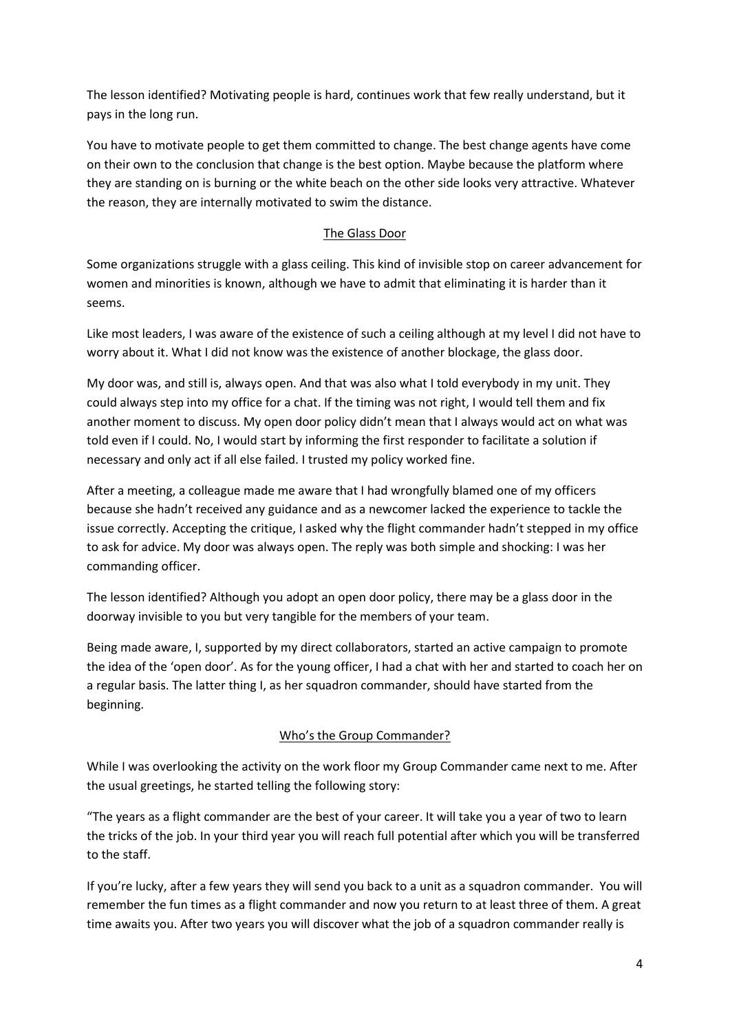The lesson identified? Motivating people is hard, continues work that few really understand, but it pays in the long run.

You have to motivate people to get them committed to change. The best change agents have come on their own to the conclusion that change is the best option. Maybe because the platform where they are standing on is burning or the white beach on the other side looks very attractive. Whatever the reason, they are internally motivated to swim the distance.

## The Glass Door

Some organizations struggle with a glass ceiling. This kind of invisible stop on career advancement for women and minorities is known, although we have to admit that eliminating it is harder than it seems.

Like most leaders, I was aware of the existence of such a ceiling although at my level I did not have to worry about it. What I did not know was the existence of another blockage, the glass door.

My door was, and still is, always open. And that was also what I told everybody in my unit. They could always step into my office for a chat. If the timing was not right, I would tell them and fix another moment to discuss. My open door policy didn't mean that I always would act on what was told even if I could. No, I would start by informing the first responder to facilitate a solution if necessary and only act if all else failed. I trusted my policy worked fine.

After a meeting, a colleague made me aware that I had wrongfully blamed one of my officers because she hadn't received any guidance and as a newcomer lacked the experience to tackle the issue correctly. Accepting the critique, I asked why the flight commander hadn't stepped in my office to ask for advice. My door was always open. The reply was both simple and shocking: I was her commanding officer.

The lesson identified? Although you adopt an open door policy, there may be a glass door in the doorway invisible to you but very tangible for the members of your team.

Being made aware, I, supported by my direct collaborators, started an active campaign to promote the idea of the 'open door'. As for the young officer, I had a chat with her and started to coach her on a regular basis. The latter thing I, as her squadron commander, should have started from the beginning.

## Who's the Group Commander?

While I was overlooking the activity on the work floor my Group Commander came next to me. After the usual greetings, he started telling the following story:

"The years as a flight commander are the best of your career. It will take you a year of two to learn the tricks of the job. In your third year you will reach full potential after which you will be transferred to the staff.

If you're lucky, after a few years they will send you back to a unit as a squadron commander. You will remember the fun times as a flight commander and now you return to at least three of them. A great time awaits you. After two years you will discover what the job of a squadron commander really is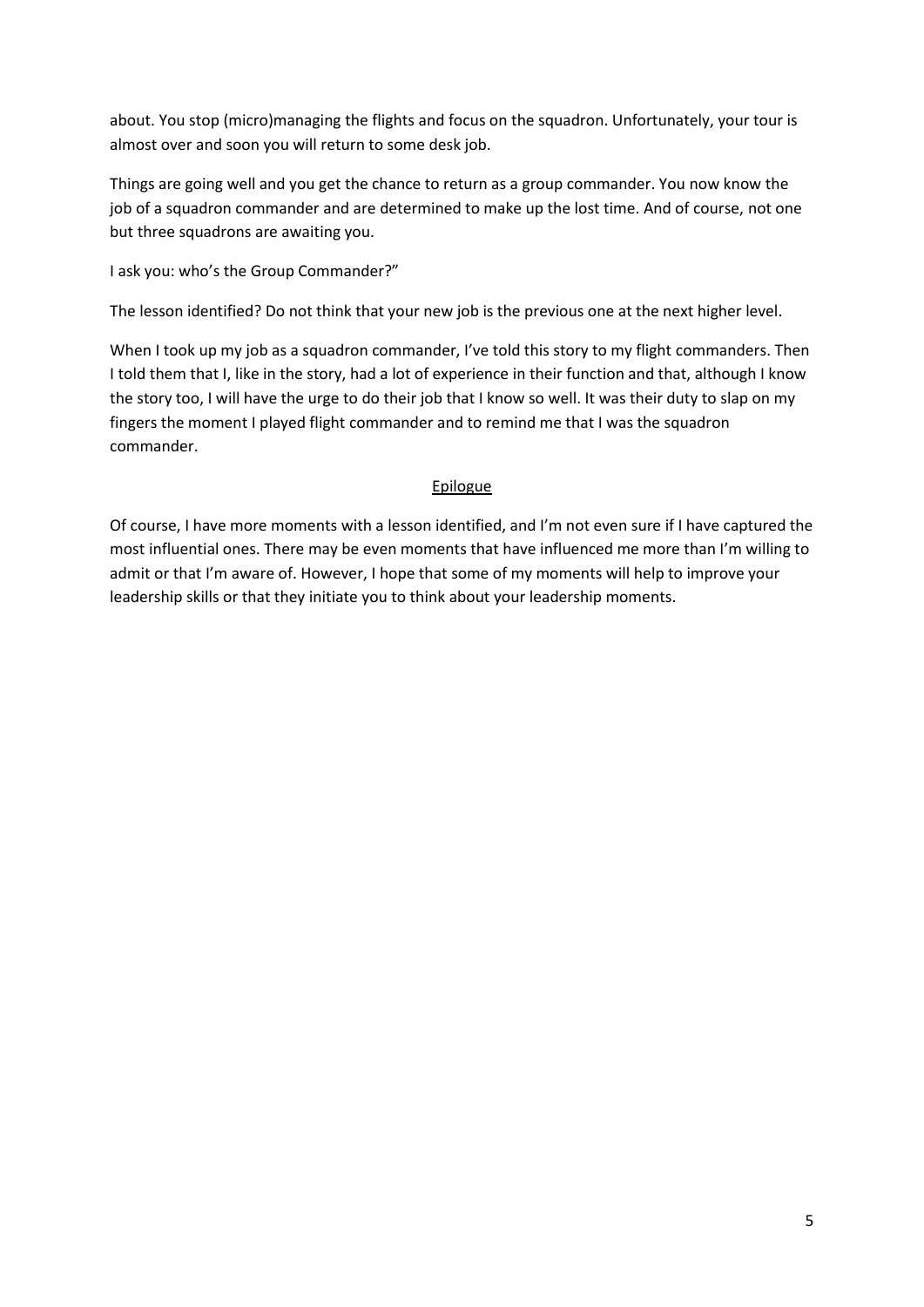about. You stop (micro)managing the flights and focus on the squadron. Unfortunately, your tour is almost over and soon you will return to some desk job.

Things are going well and you get the chance to return as a group commander. You now know the job of a squadron commander and are determined to make up the lost time. And of course, not one but three squadrons are awaiting you.

I ask you: who's the Group Commander?"

The lesson identified? Do not think that your new job is the previous one at the next higher level.

When I took up my job as a squadron commander, I've told this story to my flight commanders. Then I told them that I, like in the story, had a lot of experience in their function and that, although I know the story too, I will have the urge to do their job that I know so well. It was their duty to slap on my fingers the moment I played flight commander and to remind me that I was the squadron commander.

## Epilogue

Of course, I have more moments with a lesson identified, and I'm not even sure if I have captured the most influential ones. There may be even moments that have influenced me more than I'm willing to admit or that I'm aware of. However, I hope that some of my moments will help to improve your leadership skills or that they initiate you to think about your leadership moments.